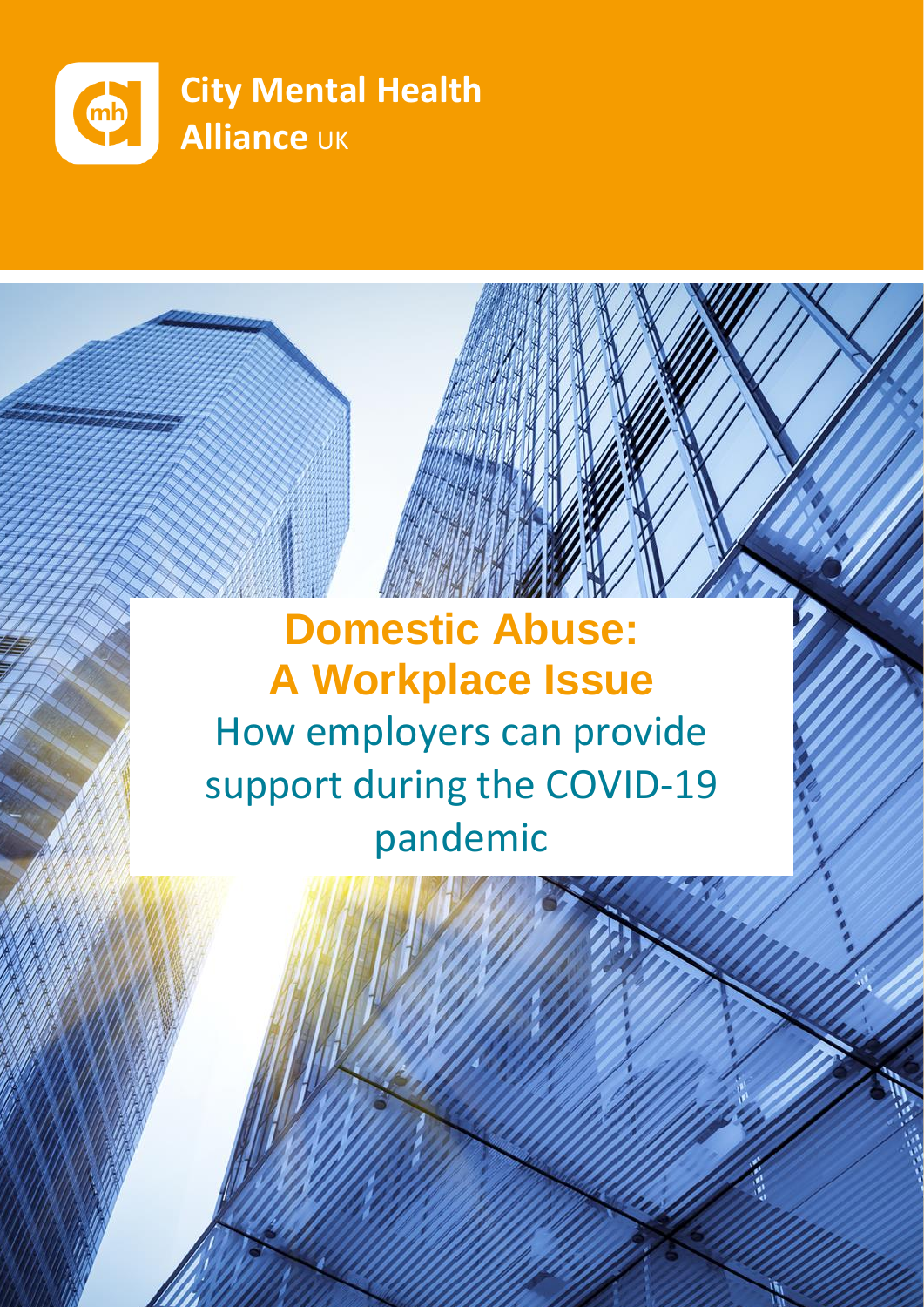City Mental Health Alliance UK

# Domestic Abuse: A Workplace Issue

## How employers can provide support during the COVID-19 pandemic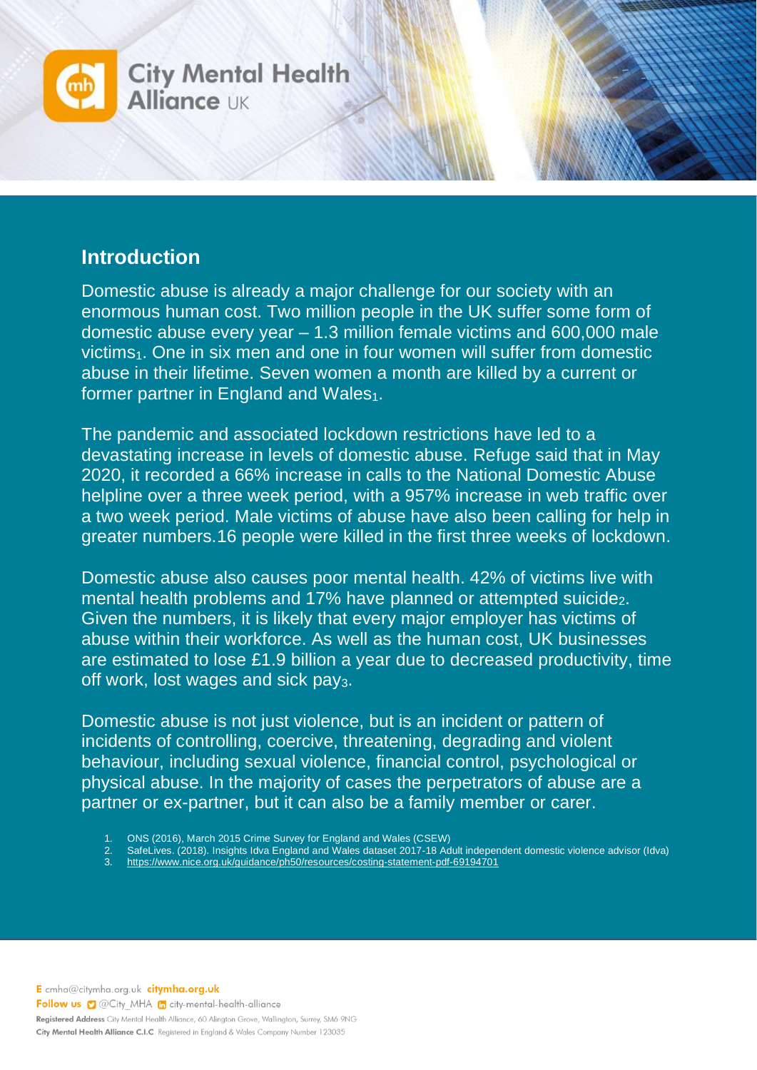## Introduction

Domestic abuse is already a major challenge for our society with an enormous human cost. Two million people in the UK suffer some form of domestic abuse every year – 1.3 million female victims and 600,000 male victims[1]. One in six men and one in four women will suffer from domestic abuse in their lifetime. Seven women a month are killed by a current or former partner in England and Wales[1].

The pandemic and associated lockdown restrictions have led to a devastating increase in levels of domestic abuse. Refuge said that in May 2020, it recorded a 66% increase in calls to the National Domestic Abuse helpline over a three week period, with a 957% increase in web traffic over a two week period. Male victims of abuse have also been calling for help in greater numbers.16 people were killed in the first three weeks of lockdown.

Domestic abuse also causes poor mental health. 42% of victims live with mental health problems and 17% have planned or attempted suicide[2]. Given the numbers, it is likely that every major employer has victims of abuse within their workforce. As well as the human cost, UK businesses are estimated to lose £1.9 billion a year due to decreased productivity, time off work, lost wages and sick pay[3].

Domestic abuse is not just violence, but is an incident or pattern of incidents of controlling, coercive, threatening, degrading and violent behaviour, including sexual violence, financial control, psychological or physical abuse. In the majority of cases the perpetrators of abuse are a partner or ex-partner, but it can also be a family member or carer.

1. ONS (2016), March 2015 Crime Survey for England and Wales (CSEW)
2. SafeLives. (2018). Insights Idva England and Wales dataset 2017-18 Adult independent domestic violence advisor (Idva)
3. https://www.nice.org.uk/guidance/ph50/resources/costing-statement-pdf-69194701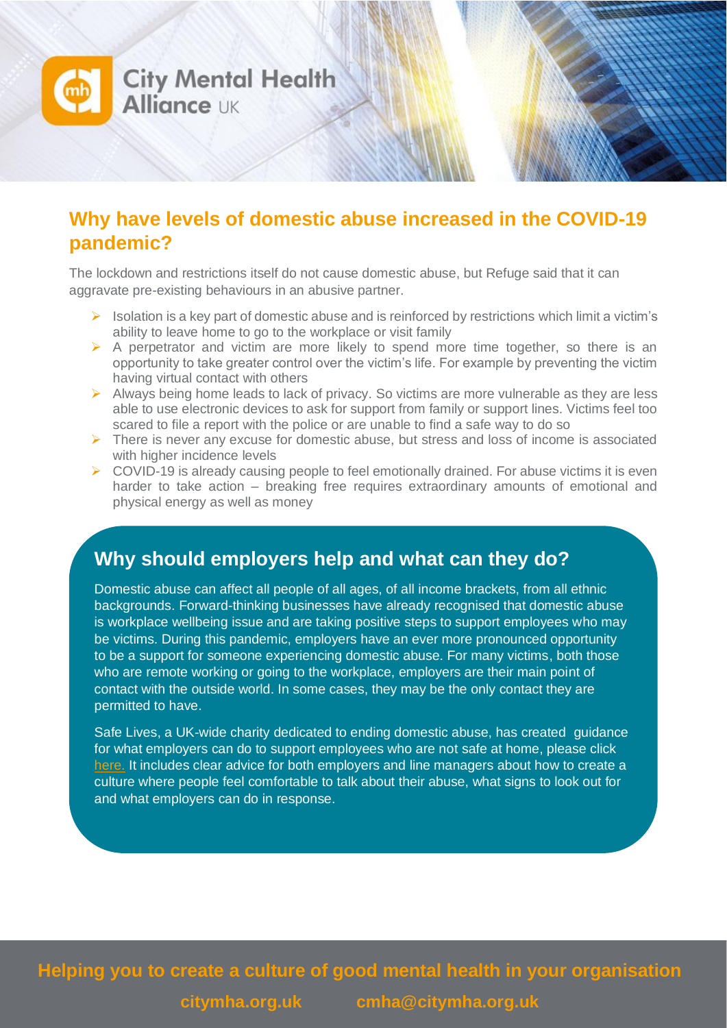## Why have levels of domestic abuse increased in the COVID-19 pandemic?

The lockdown and restrictions itself do not cause domestic abuse, but Refuge said that it can aggravate pre-existing behaviours in an abusive partner.

- Isolation is a key part of domestic abuse and is reinforced by restrictions which limit a victim's ability to leave home to go to the workplace or visit family
- A perpetrator and victim are more likely to spend more time together, so there is an opportunity to take greater control over the victim's life. For example by preventing the victim having virtual contact with others
- Always being home leads to lack of privacy. So victims are more vulnerable as they are less able to use electronic devices to ask for support from family or support lines. Victims feel too scared to file a report with the police or are unable to find a safe way to do so
- There is never any excuse for domestic abuse, but stress and loss of income is associated with higher incidence levels
- COVID-19 is already causing people to feel emotionally drained. For abuse victims it is even harder to take action – breaking free requires extraordinary amounts of emotional and physical energy as well as money

## Why should employers help and what can they do?

Domestic abuse can affect all people of all ages, of all income brackets, from all ethnic backgrounds. Forward-thinking businesses have already recognised that domestic abuse is workplace wellbeing issue and are taking positive steps to support employees who may be victims. During this pandemic, employers have an ever more pronounced opportunity to be a support for someone experiencing domestic abuse. For many victims, both those who are remote working or going to the workplace, employers are their main point of contact with the outside world. In some cases, they may be the only contact they are permitted to have.

Safe Lives, a UK-wide charity dedicated to ending domestic abuse, has created guidance for what employers can do to support employees who are not safe at home, please click here. It includes clear advice for both employers and line managers about how to create a culture where people feel comfortable to talk about their abuse, what signs to look out for and what employers can do in response.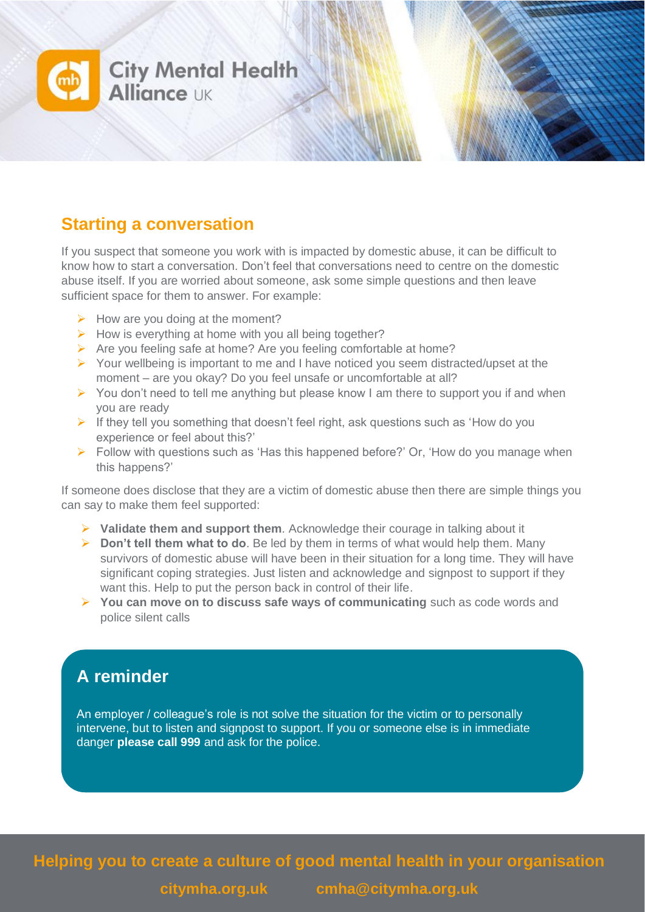## Starting a conversation

If you suspect that someone you work with is impacted by domestic abuse, it can be difficult to know how to start a conversation. Don't feel that conversations need to centre on the domestic abuse itself. If you are worried about someone, ask some simple questions and then leave sufficient space for them to answer. For example:

- How are you doing at the moment?
- How is everything at home with you all being together?
- Are you feeling safe at home? Are you feeling comfortable at home?
- Your wellbeing is important to me and I have noticed you seem distracted/upset at the moment – are you okay? Do you feel unsafe or uncomfortable at all?
- You don't need to tell me anything but please know I am there to support you if and when you are ready
- If they tell you something that doesn't feel right, ask questions such as 'How do you experience or feel about this?'
- Follow with questions such as 'Has this happened before?' Or, 'How do you manage when this happens?'

If someone does disclose that they are a victim of domestic abuse then there are simple things you can say to make them feel supported:

- **Validate them and support them**. Acknowledge their courage in talking about it
- **Don't tell them what to do**. Be led by them in terms of what would help them. Many survivors of domestic abuse will have been in their situation for a long time. They will have significant coping strategies. Just listen and acknowledge and signpost to support if they want this. Help to put the person back in control of their life.
- **You can move on to discuss safe ways of communicating** such as code words and police silent calls

## A reminder

An employer / colleague's role is not solve the situation for the victim or to personally intervene, but to listen and signpost to support. If you or someone else is in immediate danger **please call 999** and ask for the police.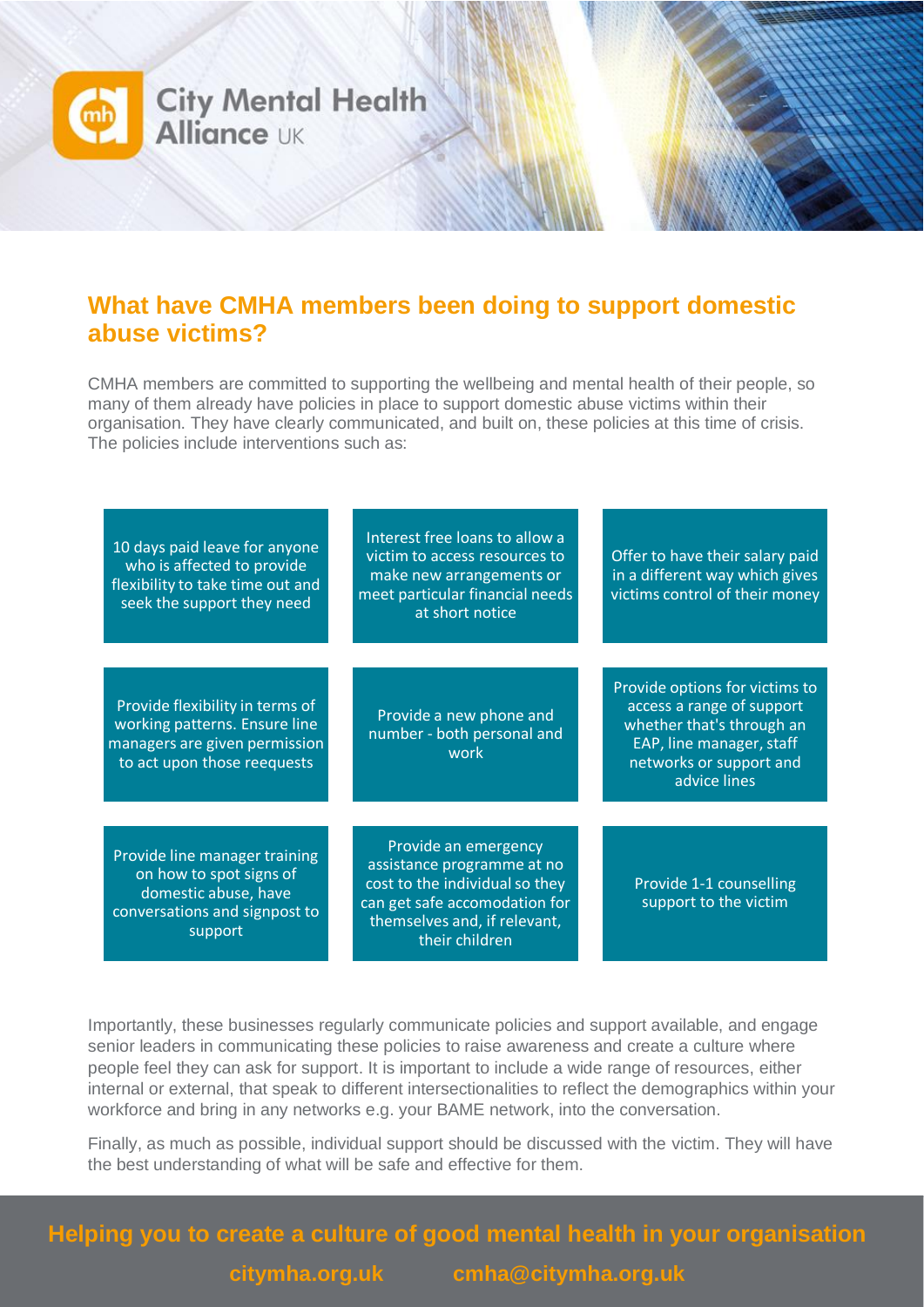## What have CMHA members been doing to support domestic abuse victims?

CMHA members are committed to supporting the wellbeing and mental health of their people, so many of them already have policies in place to support domestic abuse victims within their organisation. They have clearly communicated, and built on, these policies at this time of crisis. The policies include interventions such as:

- 10 days paid leave for anyone who is affected to provide flexibility to take time out and seek the support they need
- Interest free loans to allow a victim to access resources to make new arrangements or meet particular financial needs at short notice
- Offer to have their salary paid in a different way which gives victims control of their money
- Provide flexibility in terms of working patterns. Ensure line managers are given permission to act upon those reequests
- Provide a new phone and number - both personal and work
- Provide options for victims to access a range of support whether that's through an EAP, line manager, staff networks or support and advice lines
- Provide line manager training on how to spot signs of domestic abuse, have conversations and signpost to support
- Provide an emergency assistance programme at no cost to the individual so they can get safe accomodation for themselves and, if relevant, their children
- Provide 1-1 counselling support to the victim

Importantly, these businesses regularly communicate policies and support available, and engage senior leaders in communicating these policies to raise awareness and create a culture where people feel they can ask for support. It is important to include a wide range of resources, either internal or external, that speak to different intersectionalities to reflect the demographics within your workforce and bring in any networks e.g. your BAME network, into the conversation.

Finally, as much as possible, individual support should be discussed with the victim. They will have the best understanding of what will be safe and effective for them.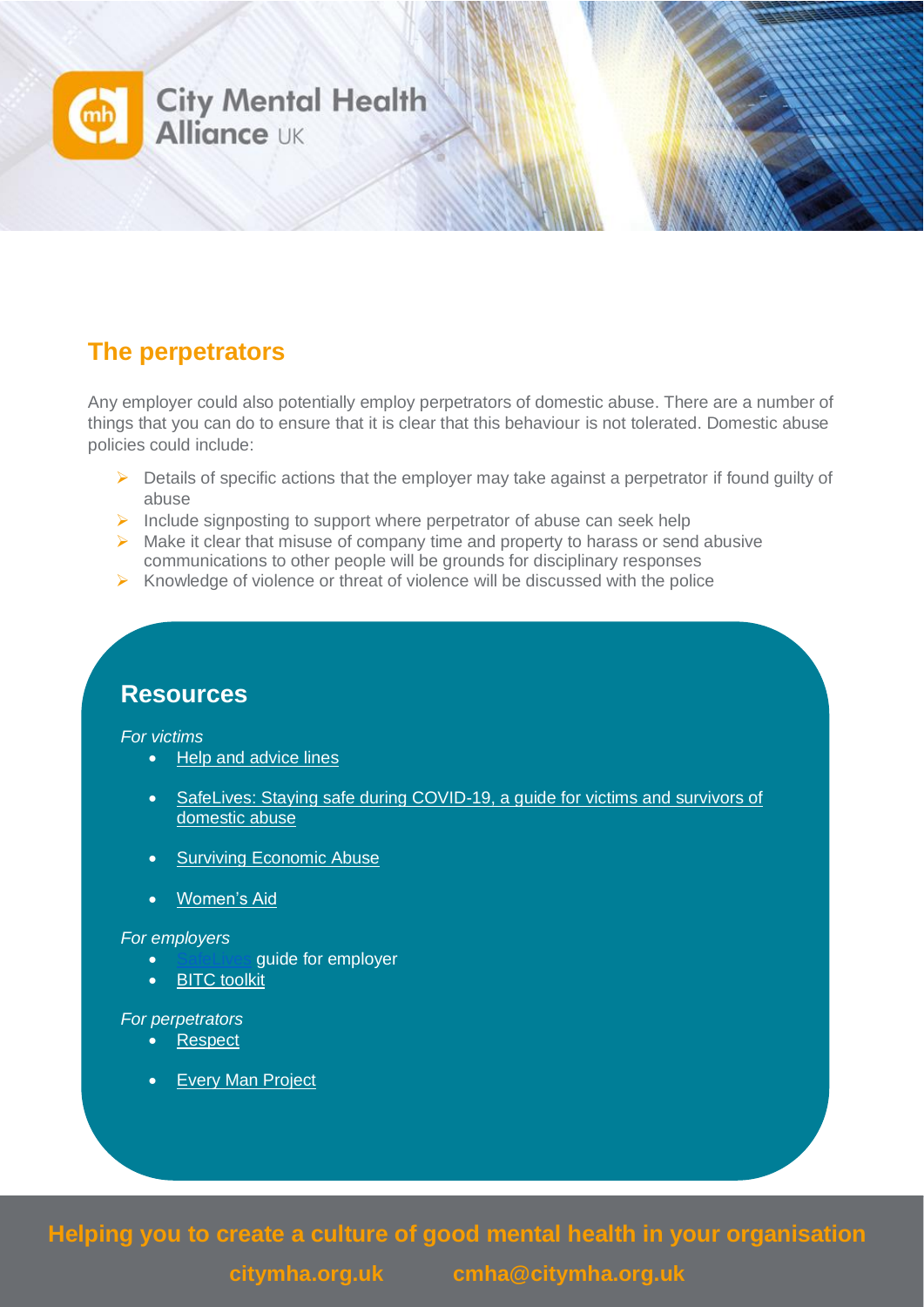## The perpetrators

Any employer could also potentially employ perpetrators of domestic abuse. There are a number of things that you can do to ensure that it is clear that this behaviour is not tolerated. Domestic abuse policies could include:

- Details of specific actions that the employer may take against a perpetrator if found guilty of abuse
- Include signposting to support where perpetrator of abuse can seek help
- Make it clear that misuse of company time and property to harass or send abusive communications to other people will be grounds for disciplinary responses
- Knowledge of violence or threat of violence will be discussed with the police

## Resources

*For victims*

- Help and advice lines
- SafeLives: Staying safe during COVID-19, a guide for victims and survivors of domestic abuse
- Surviving Economic Abuse
- Women's Aid

*For employers*

- SafeLives guide for employer
- BITC toolkit

*For perpetrators*

- Respect
- Every Man Project